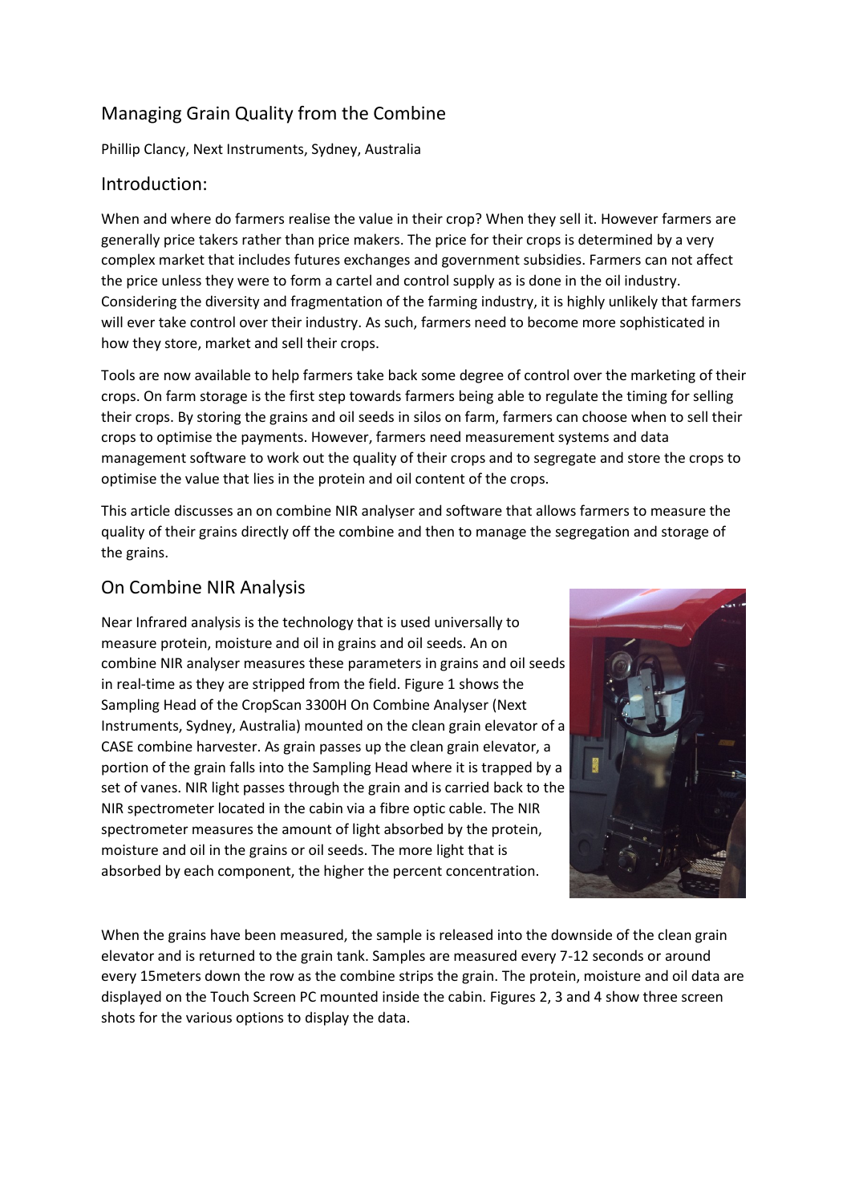# Managing Grain Quality from the Combine

Phillip Clancy, Next Instruments, Sydney, Australia

## Introduction:

When and where do farmers realise the value in their crop? When they sell it. However farmers are generally price takers rather than price makers. The price for their crops is determined by a very complex market that includes futures exchanges and government subsidies. Farmers can not affect the price unless they were to form a cartel and control supply as is done in the oil industry. Considering the diversity and fragmentation of the farming industry, it is highly unlikely that farmers will ever take control over their industry. As such, farmers need to become more sophisticated in how they store, market and sell their crops.

Tools are now available to help farmers take back some degree of control over the marketing of their crops. On farm storage is the first step towards farmers being able to regulate the timing for selling their crops. By storing the grains and oil seeds in silos on farm, farmers can choose when to sell their crops to optimise the payments. However, farmers need measurement systems and data management software to work out the quality of their crops and to segregate and store the crops to optimise the value that lies in the protein and oil content of the crops.

This article discusses an on combine NIR analyser and software that allows farmers to measure the quality of their grains directly off the combine and then to manage the segregation and storage of the grains.

## On Combine NIR Analysis

Near Infrared analysis is the technology that is used universally to measure protein, moisture and oil in grains and oil seeds. An on combine NIR analyser measures these parameters in grains and oil seeds in real-time as they are stripped from the field. Figure 1 shows the Sampling Head of the CropScan 3300H On Combine Analyser (Next Instruments, Sydney, Australia) mounted on the clean grain elevator of a CASE combine harvester. As grain passes up the clean grain elevator, a portion of the grain falls into the Sampling Head where it is trapped by a set of vanes. NIR light passes through the grain and is carried back to the NIR spectrometer located in the cabin via a fibre optic cable. The NIR spectrometer measures the amount of light absorbed by the protein, moisture and oil in the grains or oil seeds. The more light that is absorbed by each component, the higher the percent concentration.

When the grains have been measured, the sample is released into the downside of the clean grain elevator and is returned to the grain tank. Samples are measured every 7-12 seconds or around every 15meters down the row as the combine strips the grain. The protein, moisture and oil data are displayed on the Touch Screen PC mounted inside the cabin. Figures 2, 3 and 4 show three screen shots for the various options to display the data.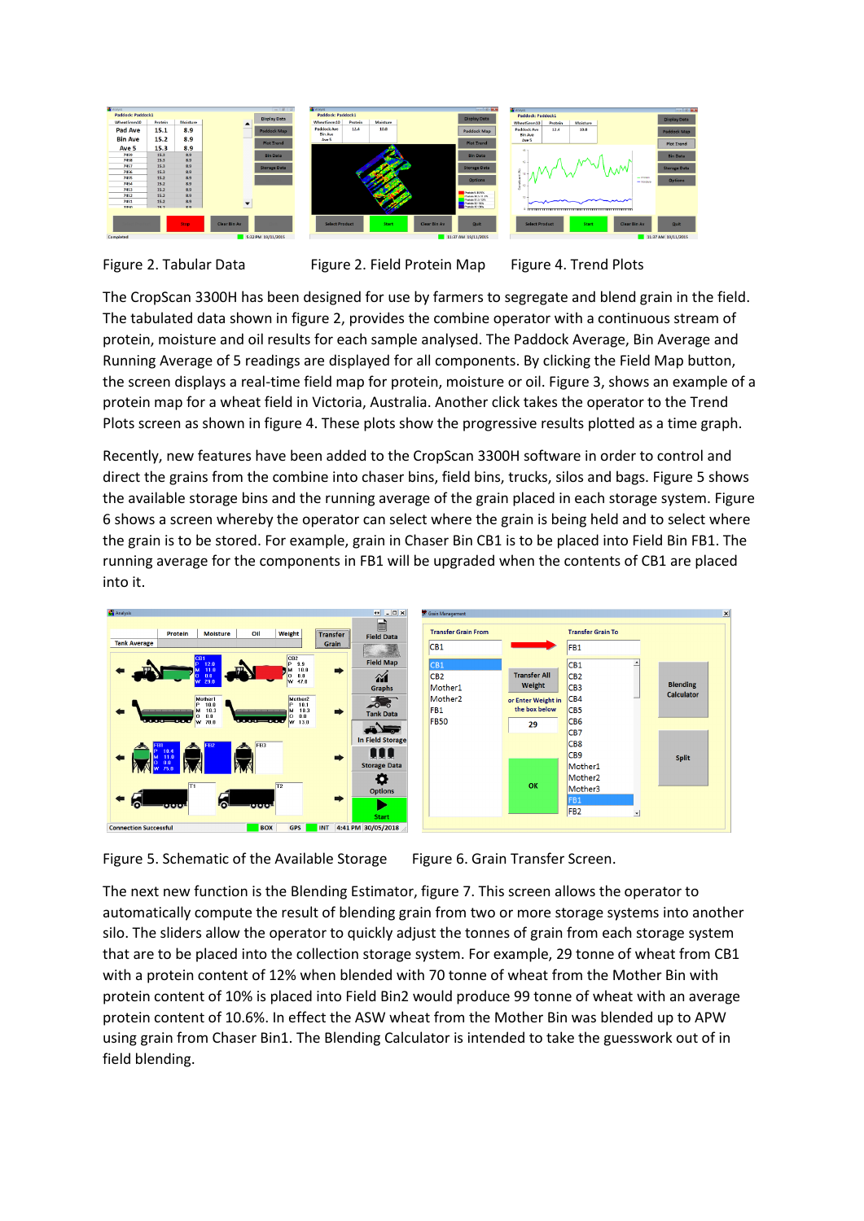Figure 2. Tabular Data Figure 2. Field Protein Map Figure 4. Trend Plots

The CropScan 3300H has been designed for use by farmers to segregate and blend grain in the field. The tabulated data shown in figure 2, provides the combine operator with a continuous stream of protein, moisture and oil results for each sample analysed. The Paddock Average, Bin Average and Running Average of 5 readings are displayed for all components. By clicking the Field Map button, the screen displays a real-time field map for protein, moisture or oil. Figure 3, shows an example of a protein map for a wheat field in Victoria, Australia. Another click takes the operator to the Trend Plots screen as shown in figure 4. These plots show the progressive results plotted as a time graph.

Recently, new features have been added to the CropScan 3300H software in order to control and direct the grains from the combine into chaser bins, field bins, trucks, silos and bags. Figure 5 shows the available storage bins and the running average of the grain placed in each storage system. Figure 6 shows a screen whereby the operator can select where the grain is being held and to select where the grain is to be stored. For example, grain in Chaser Bin CB1 is to be placed into Field Bin FB1. The running average for the components in FB1 will be upgraded when the contents of CB1 are placed into it.

Figure 5. Schematic of the Available Storage Figure 6. Grain Transfer Screen.

The next new function is the Blending Estimator, figure 7. This screen allows the operator to automatically compute the result of blending grain from two or more storage systems into another silo. The sliders allow the operator to quickly adjust the tonnes of grain from each storage system that are to be placed into the collection storage system. For example, 29 tonne of wheat from CB1 with a protein content of 12% when blended with 70 tonne of wheat from the Mother Bin with protein content of 10% is placed into Field Bin2 would produce 99 tonne of wheat with an average protein content of 10.6%. In effect the ASW wheat from the Mother Bin was blended up to APW using grain from Chaser Bin1. The Blending Calculator is intended to take the guesswork out of in field blending.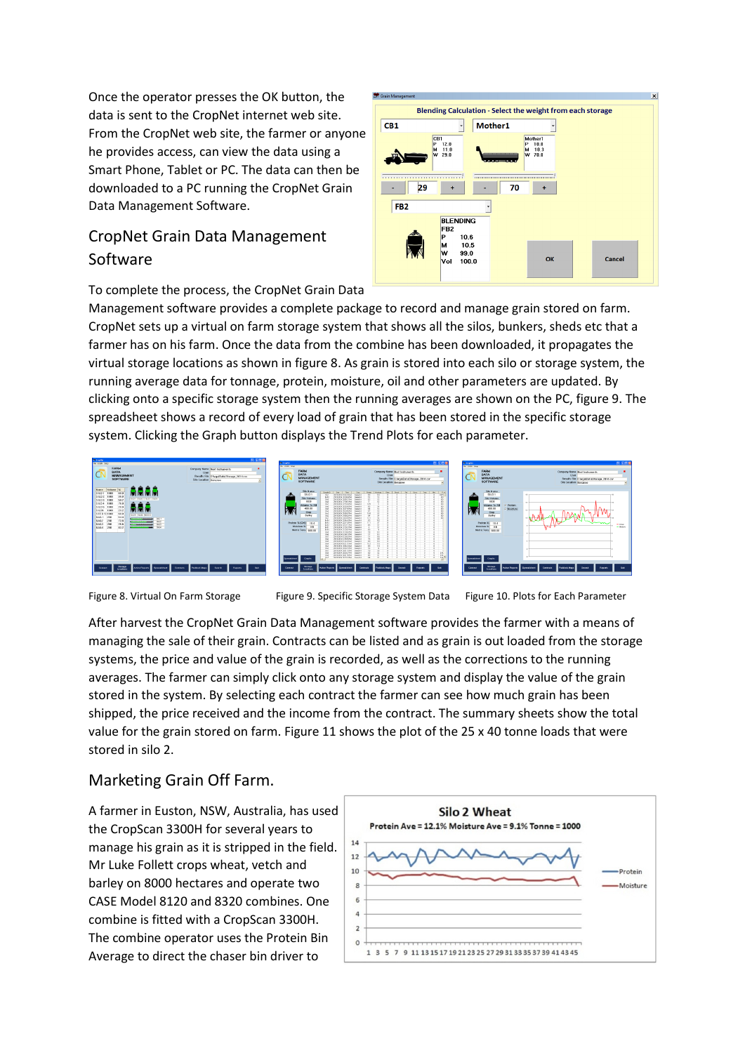Once the operator presses the OK button, the data is sent to the CropNet internet web site. From the CropNet web site, the farmer or anyone he provides access, can view the data using a Smart Phone, Tablet or PC. The data can then be downloaded to a PC running the CropNet Grain Data Management Software.

## CropNet Grain Data Management Software

To complete the process, the CropNet Grain Data Management software provides a complete package to record and manage grain stored on farm. CropNet sets up a virtual on farm storage system that shows all the silos, bunkers, sheds etc that a farmer has on his farm. Once the data from the combine has been downloaded, it propagates the virtual storage locations as shown in figure 8. As grain is stored into each silo or storage system, the running average data for tonnage, protein, moisture, oil and other parameters are updated. By clicking onto a specific storage system then the running averages are shown on the PC, figure 9. The spreadsheet shows a record of every load of grain that has been stored in the specific storage system. Clicking the Graph button displays the Trend Plots for each parameter.

Figure 8. Virtual On Farm Storage

Figure 9. Specific Storage System Data

Figure 10. Plots for Each Parameter

After harvest the CropNet Grain Data Management software provides the farmer with a means of managing the sale of their grain. Contracts can be listed and as grain is out loaded from the storage systems, the price and value of the grain is recorded, as well as the corrections to the running averages. The farmer can simply click onto any storage system and display the value of the grain stored in the system. By selecting each contract the farmer can see how much grain has been shipped, the price received and the income from the contract. The summary sheets show the total value for the grain stored on farm. Figure 11 shows the plot of the 25 x 40 tonne loads that were stored in silo 2.

## Marketing Grain Off Farm.

A farmer in Euston, NSW, Australia, has used the CropScan 3300H for several years to manage his grain as it is stripped in the field. Mr Luke Follett crops wheat, vetch and barley on 8000 hectares and operate two CASE Model 8120 and 8320 combines. One combine is fitted with a CropScan 3300H. The combine operator uses the Protein Bin Average to direct the chaser bin driver to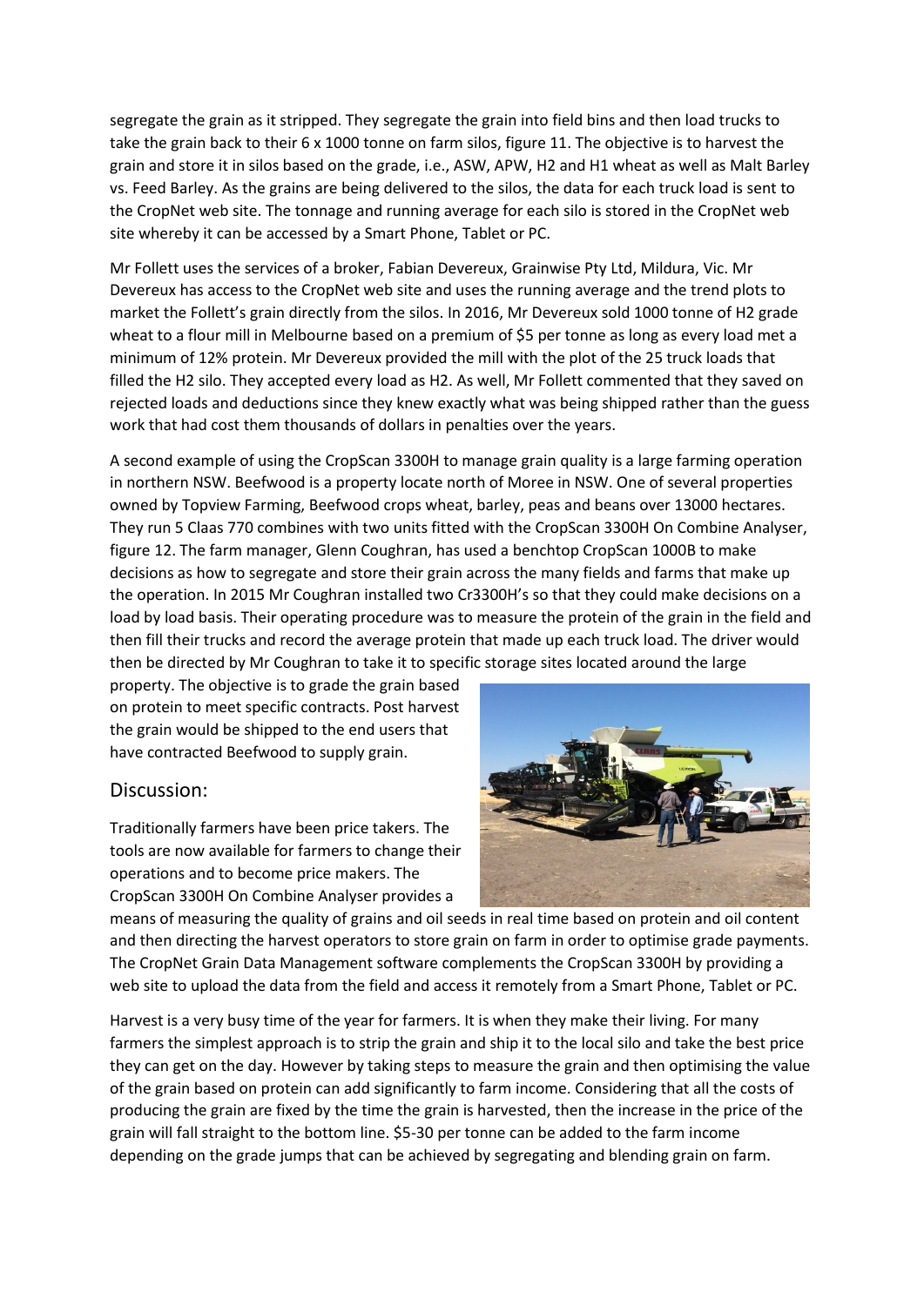segregate the grain as it stripped. They segregate the grain into field bins and then load trucks to take the grain back to their 6 x 1000 tonne on farm silos, figure 11. The objective is to harvest the grain and store it in silos based on the grade, i.e., ASW, APW, H2 and H1 wheat as well as Malt Barley vs. Feed Barley. As the grains are being delivered to the silos, the data for each truck load is sent to the CropNet web site. The tonnage and running average for each silo is stored in the CropNet web site whereby it can be accessed by a Smart Phone, Tablet or PC.

Mr Follett uses the services of a broker, Fabian Devereux, Grainwise Pty Ltd, Mildura, Vic. Mr Devereux has access to the CropNet web site and uses the running average and the trend plots to market the Follett's grain directly from the silos. In 2016, Mr Devereux sold 1000 tonne of H2 grade wheat to a flour mill in Melbourne based on a premium of $5 per tonne as long as every load met a minimum of 12% protein. Mr Devereux provided the mill with the plot of the 25 truck loads that filled the H2 silo. They accepted every load as H2. As well, Mr Follett commented that they saved on rejected loads and deductions since they knew exactly what was being shipped rather than the guess work that had cost them thousands of dollars in penalties over the years.

A second example of using the CropScan 3300H to manage grain quality is a large farming operation in northern NSW. Beefwood is a property locate north of Moree in NSW. One of several properties owned by Topview Farming, Beefwood crops wheat, barley, peas and beans over 13000 hectares. They run 5 Claas 770 combines with two units fitted with the CropScan 3300H On Combine Analyser, figure 12. The farm manager, Glenn Coughran, has used a benchtop CropScan 1000B to make decisions as how to segregate and store their grain across the many fields and farms that make up the operation. In 2015 Mr Coughran installed two Cr3300H's so that they could make decisions on a load by load basis. Their operating procedure was to measure the protein of the grain in the field and then fill their trucks and record the average protein that made up each truck load. The driver would then be directed by Mr Coughran to take it to specific storage sites located around the large property. The objective is to grade the grain based on protein to meet specific contracts. Post harvest the grain would be shipped to the end users that have contracted Beefwood to supply grain.

## Discussion:

Traditionally farmers have been price takers. The tools are now available for farmers to change their operations and to become price makers. The CropScan 3300H On Combine Analyser provides a means of measuring the quality of grains and oil seeds in real time based on protein and oil content and then directing the harvest operators to store grain on farm in order to optimise grade payments. The CropNet Grain Data Management software complements the CropScan 3300H by providing a web site to upload the data from the field and access it remotely from a Smart Phone, Tablet or PC.

Harvest is a very busy time of the year for farmers. It is when they make their living. For many farmers the simplest approach is to strip the grain and ship it to the local silo and take the best price they can get on the day. However by taking steps to measure the grain and then optimising the value of the grain based on protein can add significantly to farm income. Considering that all the costs of producing the grain are fixed by the time the grain is harvested, then the increase in the price of the grain will fall straight to the bottom line. $5-30 per tonne can be added to the farm income depending on the grade jumps that can be achieved by segregating and blending grain on farm.